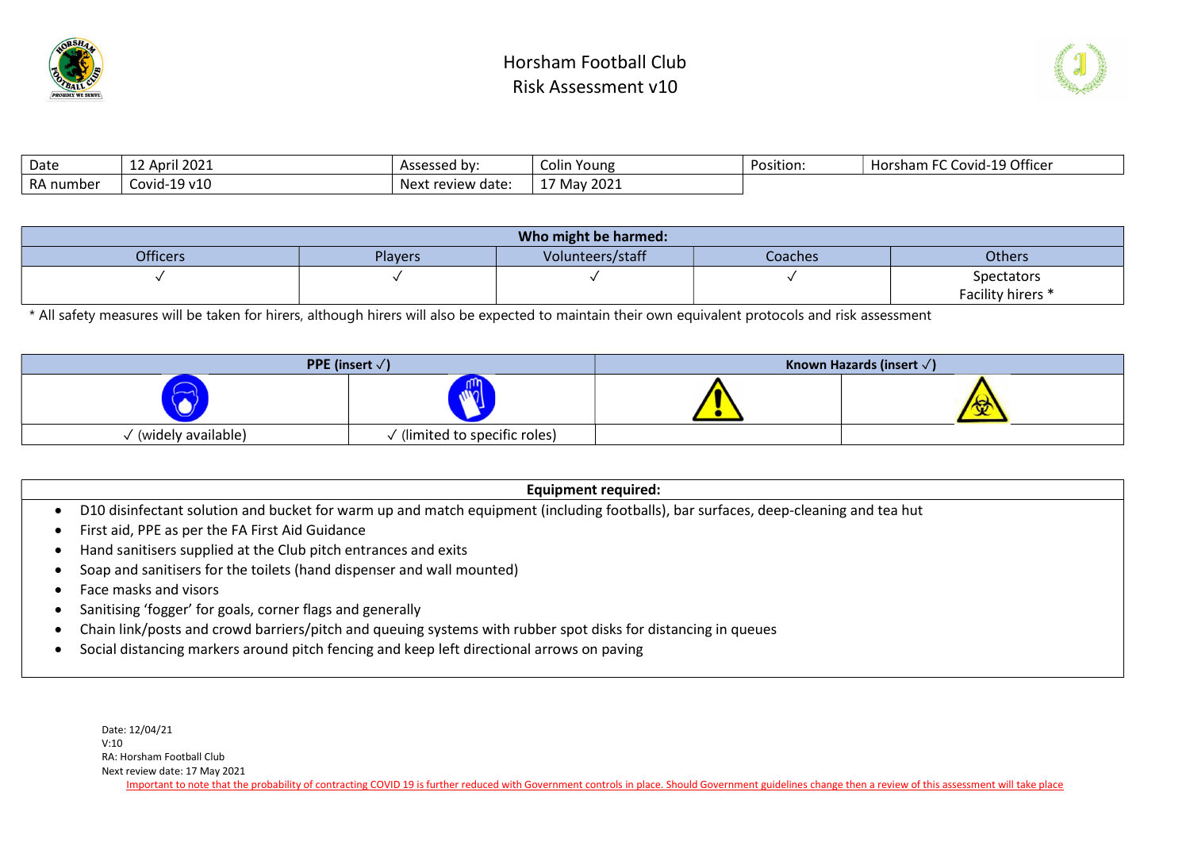# Horsham Football Club
## Risk Assessment v10

| Date | 12 April 2021 | Assessed by: | Colin Young | Position: | Horsham FC Covid-19 Officer |
|---|---|---|---|---|---|
| RA number | Covid-19 v10 | Next review date: | 17 May 2021 | | |

| Who might be harmed: | | | | |
|---|---|---|---|---|
| Officers | Players | Volunteers/staff | Coaches | Others |
| ✓ | ✓ | ✓ | ✓ | Spectators Facility hirers * |

* All safety measures will be taken for hirers, although hirers will also be expected to maintain their own equivalent protocols and risk assessment

| PPE (insert ✓) | | Known Hazards (insert ✓) | |
|---|---|---|---|
| | | | |
| ✓ (widely available) | ✓ (limited to specific roles) | | |

**Equipment required:**

- D10 disinfectant solution and bucket for warm up and match equipment (including footballs), bar surfaces, deep-cleaning and tea hut
- First aid, PPE as per the FA First Aid Guidance
- Hand sanitisers supplied at the Club pitch entrances and exits
- Soap and sanitisers for the toilets (hand dispenser and wall mounted)
- Face masks and visors
- Sanitising 'fogger' for goals, corner flags and generally
- Chain link/posts and crowd barriers/pitch and queuing systems with rubber spot disks for distancing in queues
- Social distancing markers around pitch fencing and keep left directional arrows on paving

Date: 12/04/21
V:10
RA: Horsham Football Club
Next review date: 17 May 2021
Important to note that the probability of contracting COVID 19 is further reduced with Government controls in place. Should Government guidelines change then a review of this assessment will take place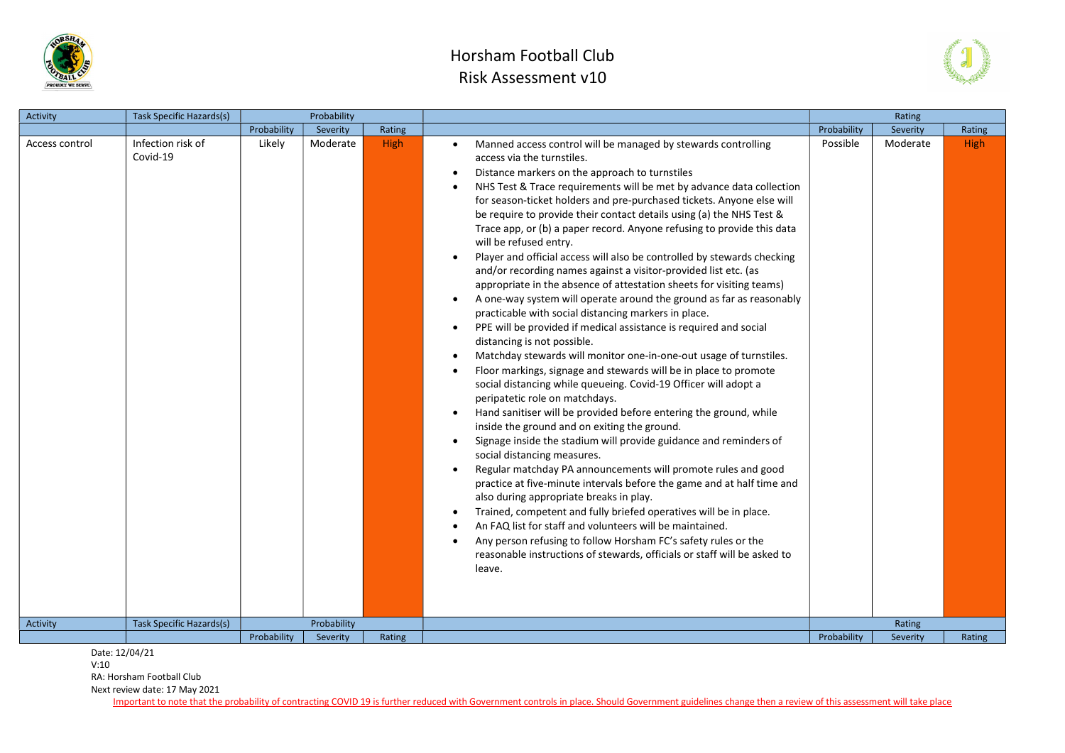# Horsham Football Club
# Risk Assessment v10

| Activity | Task Specific Hazards(s) | Probability | | | | Rating | | |
|---|---|---|---|---|---|---|---|---|
| | | Probability | Severity | Rating | | Probability | Severity | Rating |
| Access control | Infection risk of Covid-19 | Likely | Moderate | High | • Manned access control will be managed by stewards controlling access via the turnstiles.<br>• Distance markers on the approach to turnstiles<br>• NHS Test & Trace requirements will be met by advance data collection for season-ticket holders and pre-purchased tickets. Anyone else will be require to provide their contact details using (a) the NHS Test & Trace app, or (b) a paper record. Anyone refusing to provide this data will be refused entry.<br>• Player and official access will also be controlled by stewards checking and/or recording names against a visitor-provided list etc. (as appropriate in the absence of attestation sheets for visiting teams)<br>• A one-way system will operate around the ground as far as reasonably practicable with social distancing markers in place.<br>• PPE will be provided if medical assistance is required and social distancing is not possible.<br>• Matchday stewards will monitor one-in-one-out usage of turnstiles.<br>• Floor markings, signage and stewards will be in place to promote social distancing while queueing. Covid-19 Officer will adopt a peripatetic role on matchdays.<br>• Hand sanitiser will be provided before entering the ground, while inside the ground and on exiting the ground.<br>• Signage inside the stadium will provide guidance and reminders of social distancing measures.<br>• Regular matchday PA announcements will promote rules and good practice at five-minute intervals before the game and at half time and also during appropriate breaks in play.<br>• Trained, competent and fully briefed operatives will be in place.<br>• An FAQ list for staff and volunteers will be maintained.<br>• Any person refusing to follow Horsham FC's safety rules or the reasonable instructions of stewards, officials or staff will be asked to leave. | Possible | Moderate | High |
| Activity | Task Specific Hazards(s) | Probability | | | | Rating | | |
| | | Probability | Severity | Rating | | Probability | Severity | Rating |

Date: 12/04/21
V:10
RA: Horsham Football Club
Next review date: 17 May 2021

Important to note that the probability of contracting COVID 19 is further reduced with Government controls in place. Should Government guidelines change then a review of this assessment will take place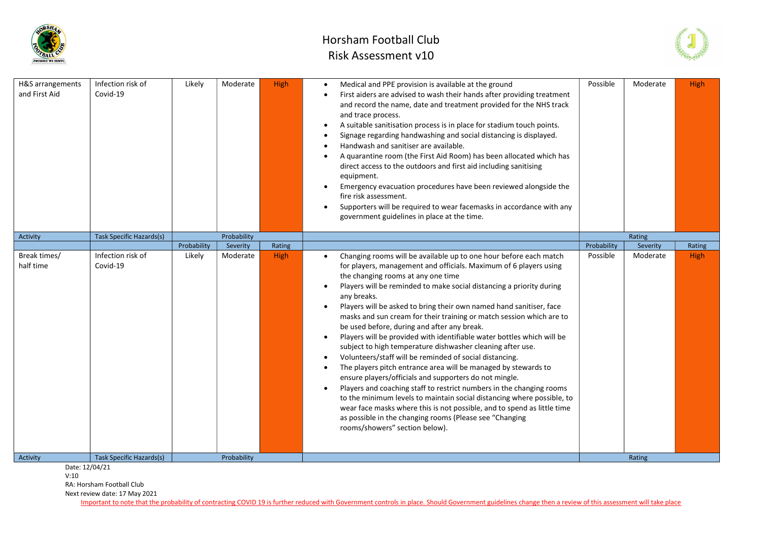# Horsham Football Club
## Risk Assessment v10

| H&S arrangements and First Aid | Infection risk of Covid-19 | Likely | Moderate | High | • Medical and PPE provision is available at the ground<br>• First aiders are advised to wash their hands after providing treatment and record the name, date and treatment provided for the NHS track and trace process.<br>• A suitable sanitisation process is in place for stadium touch points.<br>• Signage regarding handwashing and social distancing is displayed.<br>• Handwash and sanitiser are available.<br>• A quarantine room (the First Aid Room) has been allocated which has direct access to the outdoors and first aid including sanitising equipment.<br>• Emergency evacuation procedures have been reviewed alongside the fire risk assessment.<br>• Supporters will be required to wear facemasks in accordance with any government guidelines in place at the time. | Possible | Moderate | High |
|---|---|---|---|---|---|---|---|---|
| Activity | Task Specific Hazards(s) | | Probability | | | | Rating | |
| | | Probability | Severity | Rating | | Probability | Severity | Rating |
| Break times/ half time | Infection risk of Covid-19 | Likely | Moderate | High | • Changing rooms will be available up to one hour before each match for players, management and officials. Maximum of 6 players using the changing rooms at any one time<br>• Players will be reminded to make social distancing a priority during any breaks.<br>• Players will be asked to bring their own named hand sanitiser, face masks and sun cream for their training or match session which are to be used before, during and after any break.<br>• Players will be provided with identifiable water bottles which will be subject to high temperature dishwasher cleaning after use.<br>• Volunteers/staff will be reminded of social distancing.<br>• The players pitch entrance area will be managed by stewards to ensure players/officials and supporters do not mingle.<br>• Players and coaching staff to restrict numbers in the changing rooms to the minimum levels to maintain social distancing where possible, to wear face masks where this is not possible, and to spend as little time as possible in the changing rooms (Please see "Changing rooms/showers" section below). | Possible | Moderate | High |
| Activity | Task Specific Hazards(s) | | Probability | | | | Rating | |

Date: 12/04/21
V:10
RA: Horsham Football Club
Next review date: 17 May 2021

Important to note that the probability of contracting COVID 19 is further reduced with Government controls in place. Should Government guidelines change then a review of this assessment will take place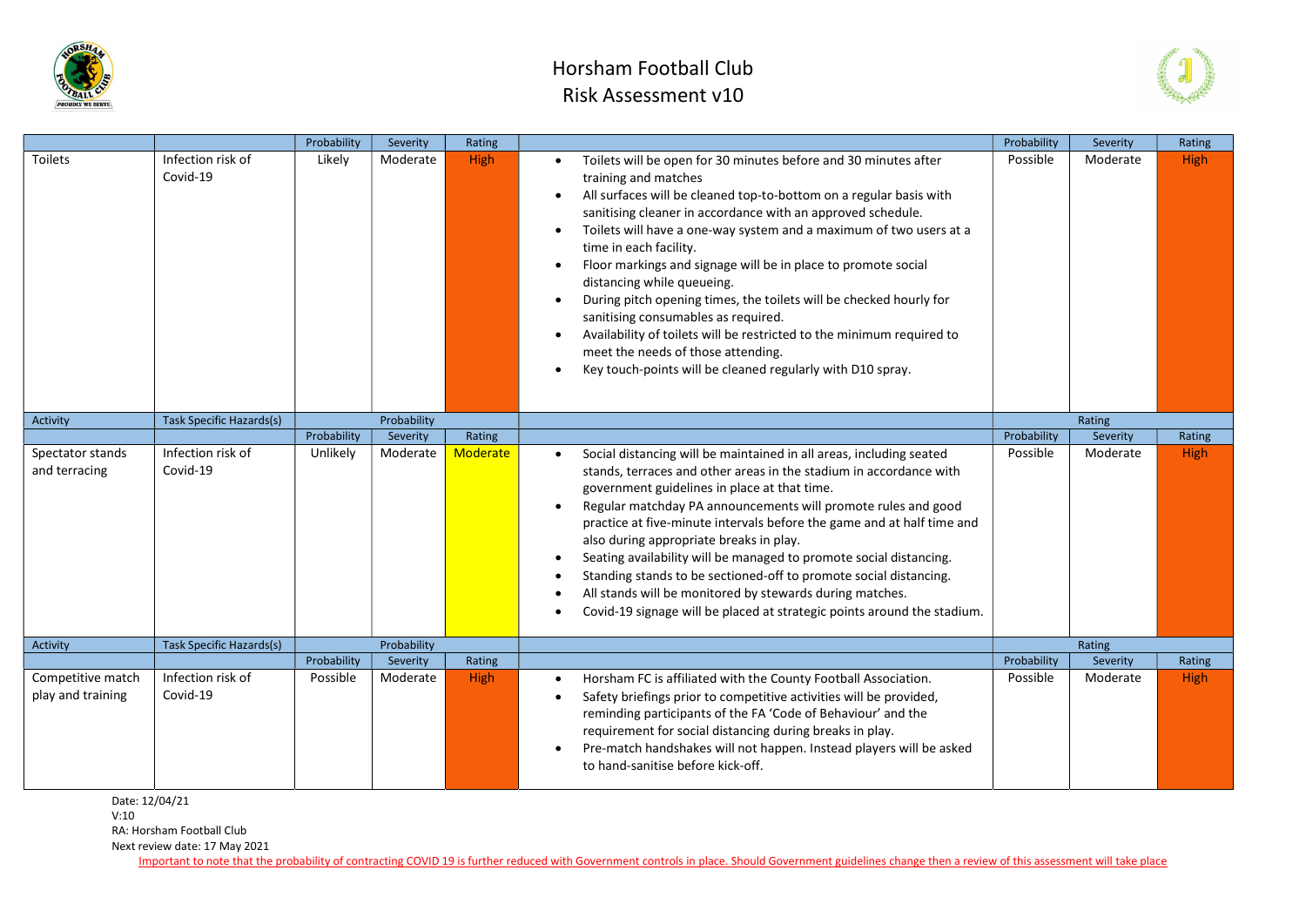# Horsham Football Club
# Risk Assessment v10

| | | Probability | Severity | Rating | | Probability | Severity | Rating |
|---|---|---|---|---|---|---|---|---|
| Toilets | Infection risk of Covid-19 | Likely | Moderate | High | • Toilets will be open for 30 minutes before and 30 minutes after training and matches<br>• All surfaces will be cleaned top-to-bottom on a regular basis with sanitising cleaner in accordance with an approved schedule.<br>• Toilets will have a one-way system and a maximum of two users at a time in each facility.<br>• Floor markings and signage will be in place to promote social distancing while queueing.<br>• During pitch opening times, the toilets will be checked hourly for sanitising consumables as required.<br>• Availability of toilets will be restricted to the minimum required to meet the needs of those attending.<br>• Key touch-points will be cleaned regularly with D10 spray. | Possible | Moderate | High |
| Activity | Task Specific Hazards(s) | Probability | | | | Rating | | |
| | | Probability | Severity | Rating | | Probability | Severity | Rating |
| Spectator stands and terracing | Infection risk of Covid-19 | Unlikely | Moderate | Moderate | • Social distancing will be maintained in all areas, including seated stands, terraces and other areas in the stadium in accordance with government guidelines in place at that time.<br>• Regular matchday PA announcements will promote rules and good practice at five-minute intervals before the game and at half time and also during appropriate breaks in play.<br>• Seating availability will be managed to promote social distancing.<br>• Standing stands to be sectioned-off to promote social distancing.<br>• All stands will be monitored by stewards during matches.<br>• Covid-19 signage will be placed at strategic points around the stadium. | Possible | Moderate | High |
| Activity | Task Specific Hazards(s) | Probability | | | | Rating | | |
| | | Probability | Severity | Rating | | Probability | Severity | Rating |
| Competitive match play and training | Infection risk of Covid-19 | Possible | Moderate | High | • Horsham FC is affiliated with the County Football Association.<br>• Safety briefings prior to competitive activities will be provided, reminding participants of the FA 'Code of Behaviour' and the requirement for social distancing during breaks in play.<br>• Pre-match handshakes will not happen. Instead players will be asked to hand-sanitise before kick-off. | Possible | Moderate | High |

Date: 12/04/21
V:10
RA: Horsham Football Club
Next review date: 17 May 2021

Important to note that the probability of contracting COVID 19 is further reduced with Government controls in place. Should Government guidelines change then a review of this assessment will take place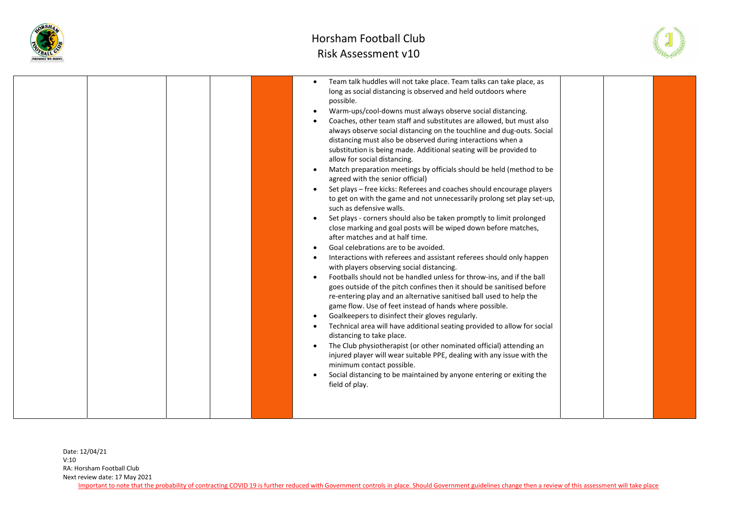| | | | | | | | | |
|---|---|---|---|---|---|---|---|---|
| | | | | | • Team talk huddles will not take place. Team talks can take place, as long as social distancing is observed and held outdoors where possible.<br>• Warm-ups/cool-downs must always observe social distancing.<br>• Coaches, other team staff and substitutes are allowed, but must also always observe social distancing on the touchline and dug-outs. Social distancing must also be observed during interactions when a substitution is being made. Additional seating will be provided to allow for social distancing.<br>• Match preparation meetings by officials should be held (method to be agreed with the senior official)<br>• Set plays – free kicks: Referees and coaches should encourage players to get on with the game and not unnecessarily prolong set play set-up, such as defensive walls.<br>• Set plays - corners should also be taken promptly to limit prolonged close marking and goal posts will be wiped down before matches, after matches and at half time.<br>• Goal celebrations are to be avoided.<br>• Interactions with referees and assistant referees should only happen with players observing social distancing.<br>• Footballs should not be handled unless for throw-ins, and if the ball goes outside of the pitch confines then it should be sanitised before re-entering play and an alternative sanitised ball used to help the game flow. Use of feet instead of hands where possible.<br>• Goalkeepers to disinfect their gloves regularly.<br>• Technical area will have additional seating provided to allow for social distancing to take place.<br>• The Club physiotherapist (or other nominated official) attending an injured player will wear suitable PPE, dealing with any issue with the minimum contact possible.<br>• Social distancing to be maintained by anyone entering or exiting the field of play. | | | |

Date: 12/04/21
V:10
RA: Horsham Football Club
Next review date: 17 May 2021

Important to note that the probability of contracting COVID 19 is further reduced with Government controls in place. Should Government guidelines change then a review of this assessment will take place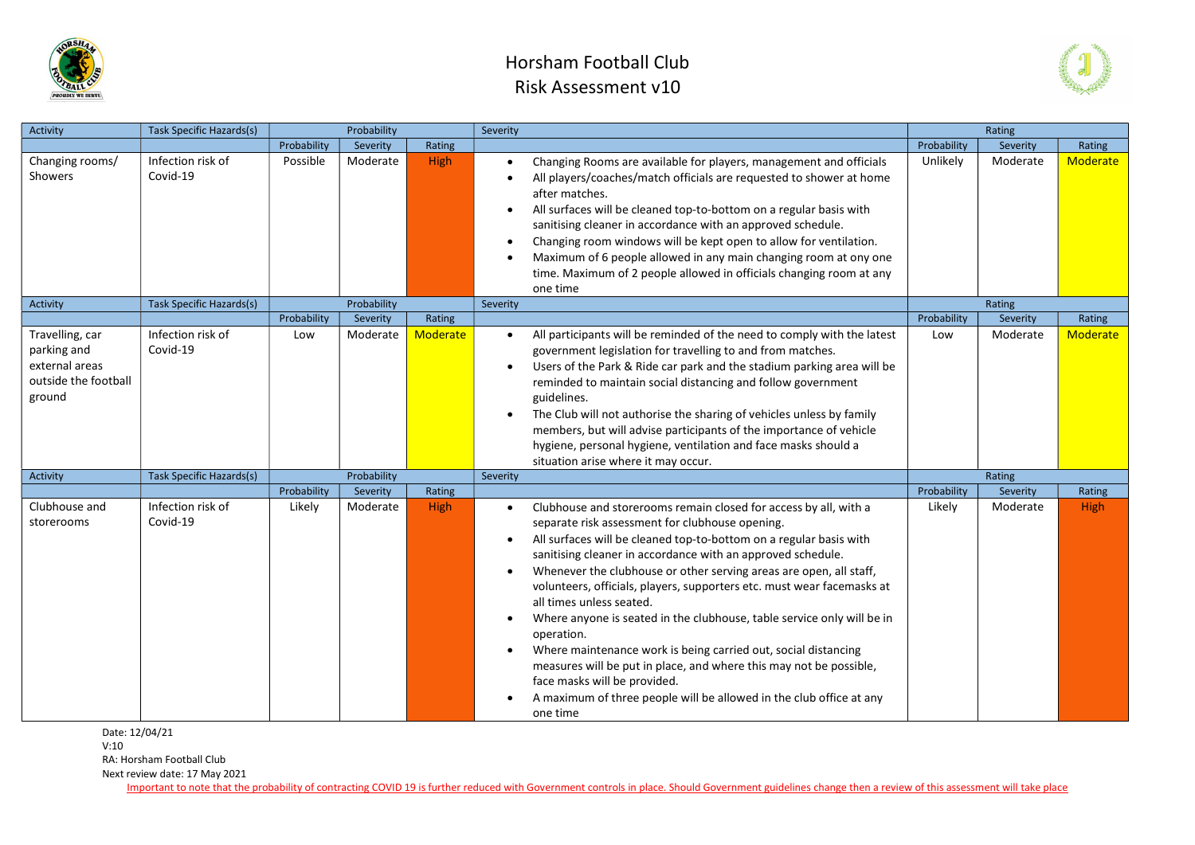# Horsham Football Club
# Risk Assessment v10

| Activity | Task Specific Hazards(s) | Probability | | | Severity | Rating | | |
|---|---|---|---|---|---|---|---|---|
| | | Probability | Severity | Rating | | Probability | Severity | Rating |
| Changing rooms/ Showers | Infection risk of Covid-19 | Possible | Moderate | High | • Changing Rooms are available for players, management and officials<br>• All players/coaches/match officials are requested to shower at home after matches.<br>• All surfaces will be cleaned top-to-bottom on a regular basis with sanitising cleaner in accordance with an approved schedule.<br>• Changing room windows will be kept open to allow for ventilation.<br>• Maximum of 6 people allowed in any main changing room at ony one time. Maximum of 2 people allowed in officials changing room at any one time | Unlikely | Moderate | Moderate |
| Activity | Task Specific Hazards(s) | Probability | | | Severity | Rating | | |
| | | Probability | Severity | Rating | | Probability | Severity | Rating |
| Travelling, car parking and external areas outside the football ground | Infection risk of Covid-19 | Low | Moderate | Moderate | • All participants will be reminded of the need to comply with the latest government legislation for travelling to and from matches.<br>• Users of the Park & Ride car park and the stadium parking area will be reminded to maintain social distancing and follow government guidelines.<br>• The Club will not authorise the sharing of vehicles unless by family members, but will advise participants of the importance of vehicle hygiene, personal hygiene, ventilation and face masks should a situation arise where it may occur. | Low | Moderate | Moderate |
| Activity | Task Specific Hazards(s) | Probability | | | Severity | Rating | | |
| | | Probability | Severity | Rating | | Probability | Severity | Rating |
| Clubhouse and storerooms | Infection risk of Covid-19 | Likely | Moderate | High | • Clubhouse and storerooms remain closed for access by all, with a separate risk assessment for clubhouse opening.<br>• All surfaces will be cleaned top-to-bottom on a regular basis with sanitising cleaner in accordance with an approved schedule.<br>• Whenever the clubhouse or other serving areas are open, all staff, volunteers, officials, players, supporters etc. must wear facemasks at all times unless seated.<br>• Where anyone is seated in the clubhouse, table service only will be in operation.<br>• Where maintenance work is being carried out, social distancing measures will be put in place, and where this may not be possible, face masks will be provided.<br>• A maximum of three people will be allowed in the club office at any one time | Likely | Moderate | High |

Date: 12/04/21
V:10
RA: Horsham Football Club
Next review date: 17 May 2021

Important to note that the probability of contracting COVID 19 is further reduced with Government controls in place. Should Government guidelines change then a review of this assessment will take place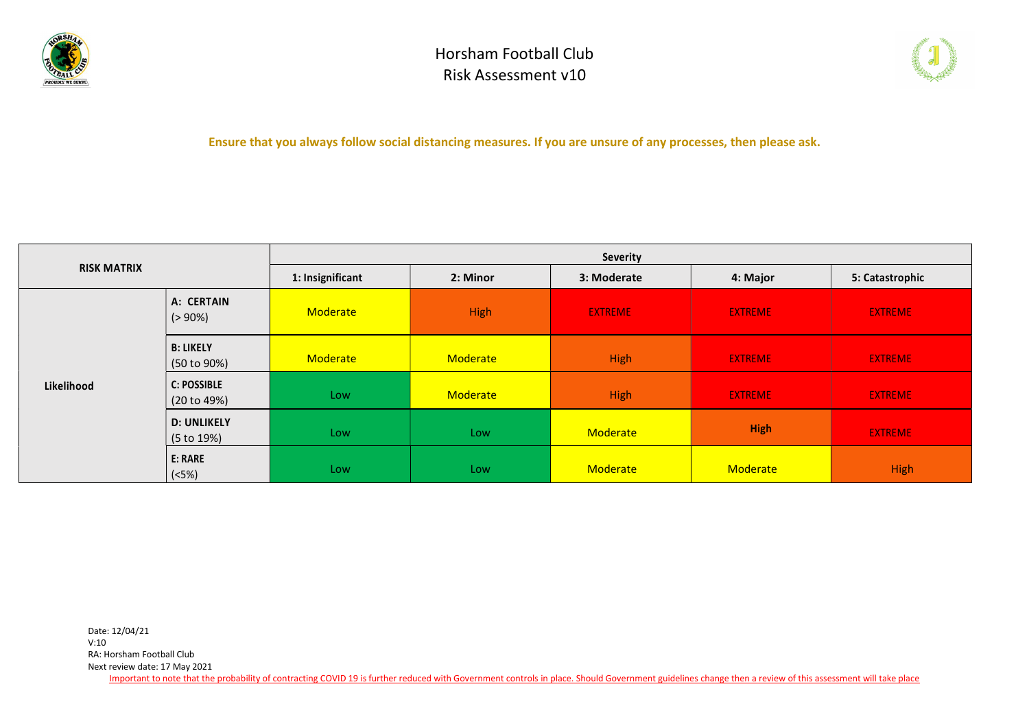Horsham Football Club
Risk Assessment v10

**Ensure that you always follow social distancing measures. If you are unsure of any processes, then please ask.**

| **RISK MATRIX** | | **Severity** | | | | |
|---|---|---|---|---|---|---|
| | | **1: Insignificant** | **2: Minor** | **3: Moderate** | **4: Major** | **5: Catastrophic** |
| **Likelihood** | **A: CERTAIN** (> 90%) | Moderate | High | EXTREME | EXTREME | EXTREME |
| | **B: LIKELY** (50 to 90%) | Moderate | Moderate | High | EXTREME | EXTREME |
| | **C: POSSIBLE** (20 to 49%) | Low | Moderate | High | EXTREME | EXTREME |
| | **D: UNLIKELY** (5 to 19%) | Low | Low | Moderate | **High** | EXTREME |
| | **E: RARE** (<5%) | Low | Low | Moderate | Moderate | High |

Date: 12/04/21
V:10
RA: Horsham Football Club
Next review date: 17 May 2021

Important to note that the probability of contracting COVID 19 is further reduced with Government controls in place. Should Government guidelines change then a review of this assessment will take place